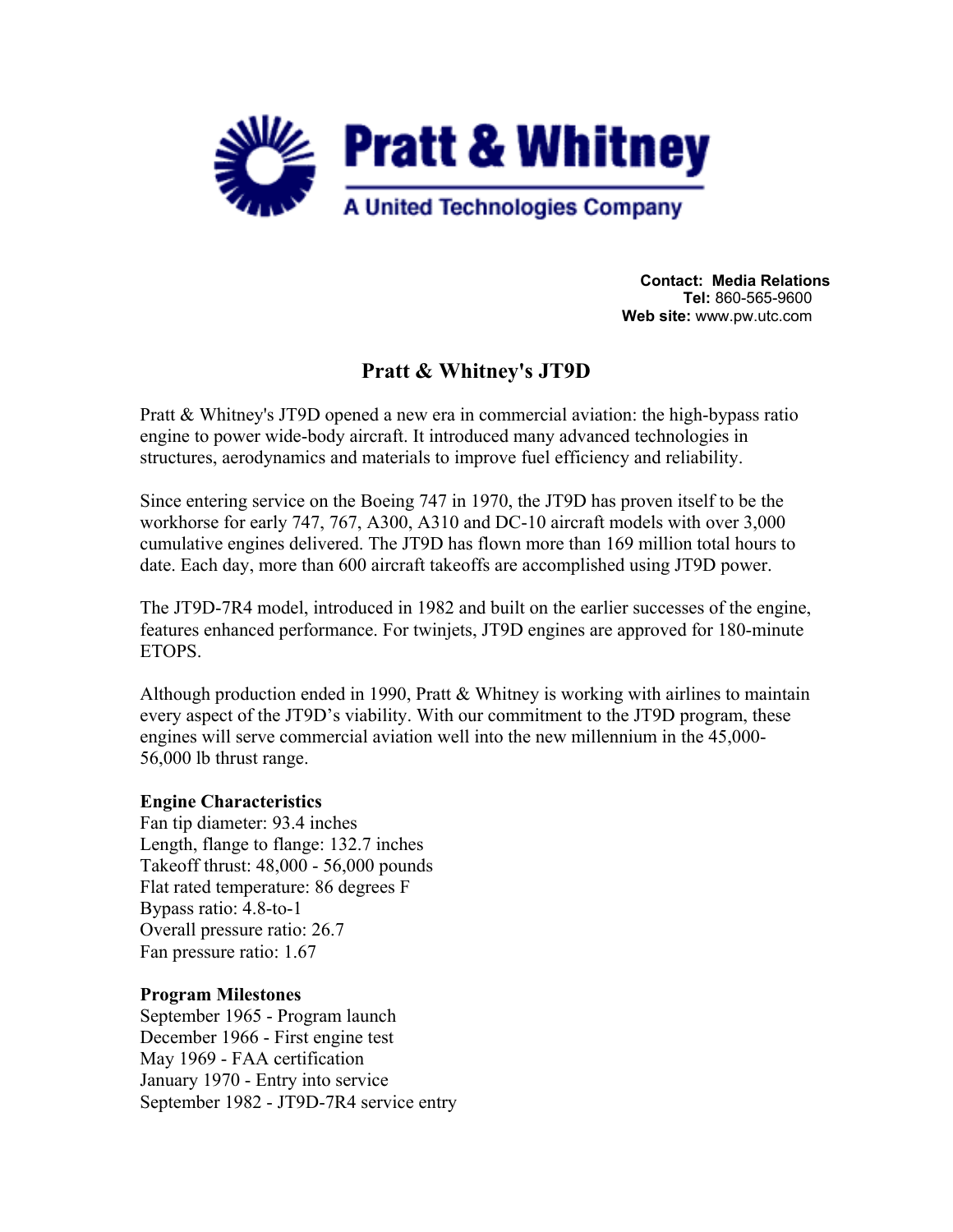Pratt & Whitney

A United Technologies Company

**Contact: Media Relations**
**Tel:** 860-565-9600
**Web site:** www.pw.utc.com

# Pratt & Whitney's JT9D

Pratt & Whitney's JT9D opened a new era in commercial aviation: the high-bypass ratio engine to power wide-body aircraft. It introduced many advanced technologies in structures, aerodynamics and materials to improve fuel efficiency and reliability.

Since entering service on the Boeing 747 in 1970, the JT9D has proven itself to be the workhorse for early 747, 767, A300, A310 and DC-10 aircraft models with over 3,000 cumulative engines delivered. The JT9D has flown more than 169 million total hours to date. Each day, more than 600 aircraft takeoffs are accomplished using JT9D power.

The JT9D-7R4 model, introduced in 1982 and built on the earlier successes of the engine, features enhanced performance. For twinjets, JT9D engines are approved for 180-minute ETOPS.

Although production ended in 1990, Pratt & Whitney is working with airlines to maintain every aspect of the JT9D's viability. With our commitment to the JT9D program, these engines will serve commercial aviation well into the new millennium in the 45,000-56,000 lb thrust range.

**Engine Characteristics**
Fan tip diameter: 93.4 inches
Length, flange to flange: 132.7 inches
Takeoff thrust: 48,000 - 56,000 pounds
Flat rated temperature: 86 degrees F
Bypass ratio: 4.8-to-1
Overall pressure ratio: 26.7
Fan pressure ratio: 1.67

**Program Milestones**
September 1965 - Program launch
December 1966 - First engine test
May 1969 - FAA certification
January 1970 - Entry into service
September 1982 - JT9D-7R4 service entry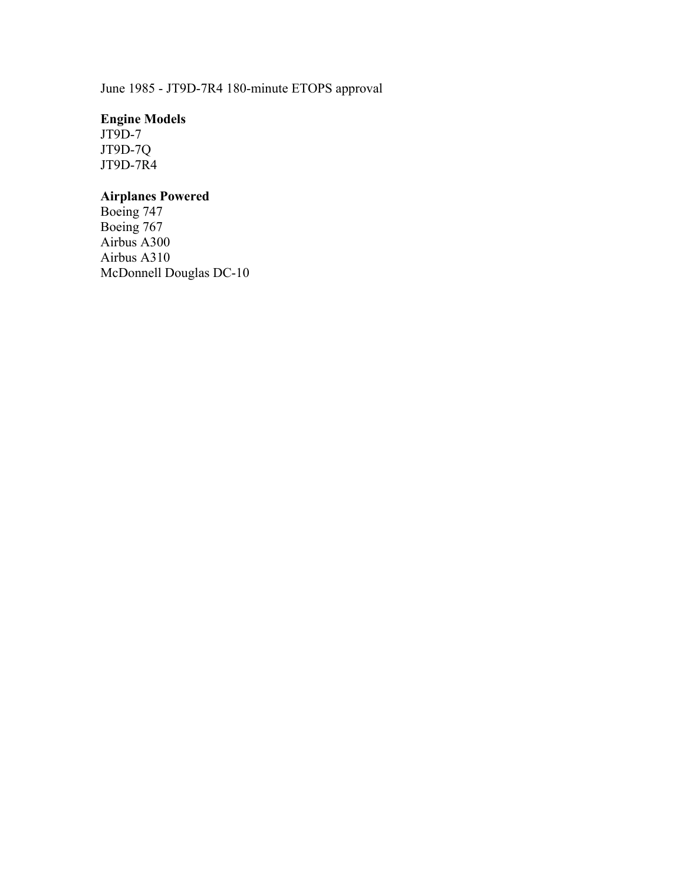June 1985 - JT9D-7R4 180-minute ETOPS approval

**Engine Models**

JT9D-7
JT9D-7Q
JT9D-7R4

**Airplanes Powered**

Boeing 747
Boeing 767
Airbus A300
Airbus A310
McDonnell Douglas DC-10